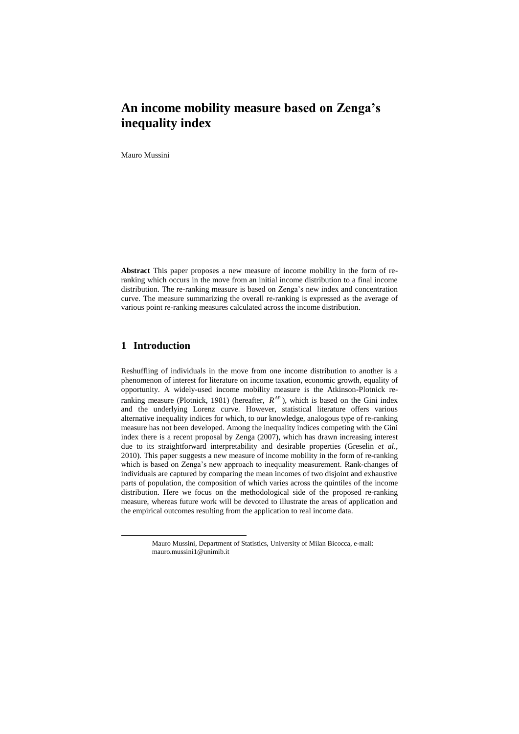# An income mobility measure based on Zenga's inequality index

Mauro Mussini

**Abstract** This paper proposes a new measure of income mobility in the form of re-ranking which occurs in the move from an initial income distribution to a final income distribution. The re-ranking measure is based on Zenga's new index and concentration curve. The measure summarizing the overall re-ranking is expressed as the average of various point re-ranking measures calculated across the income distribution.

## 1 Introduction

Reshuffling of individuals in the move from one income distribution to another is a phenomenon of interest for literature on income taxation, economic growth, equality of opportunity. A widely-used income mobility measure is the Atkinson-Plotnick re-ranking measure (Plotnick, 1981) (hereafter, $R^{AP}$), which is based on the Gini index and the underlying Lorenz curve. However, statistical literature offers various alternative inequality indices for which, to our knowledge, analogous type of re-ranking measure has not been developed. Among the inequality indices competing with the Gini index there is a recent proposal by Zenga (2007), which has drawn increasing interest due to its straightforward interpretability and desirable properties (Greselin *et al*., 2010). This paper suggests a new measure of income mobility in the form of re-ranking which is based on Zenga's new approach to inequality measurement. Rank-changes of individuals are captured by comparing the mean incomes of two disjoint and exhaustive parts of population, the composition of which varies across the quintiles of the income distribution. Here we focus on the methodological side of the proposed re-ranking measure, whereas future work will be devoted to illustrate the areas of application and the empirical outcomes resulting from the application to real income data.

Mauro Mussini, Department of Statistics, University of Milan Bicocca, e-mail: mauro.mussini1@unimib.it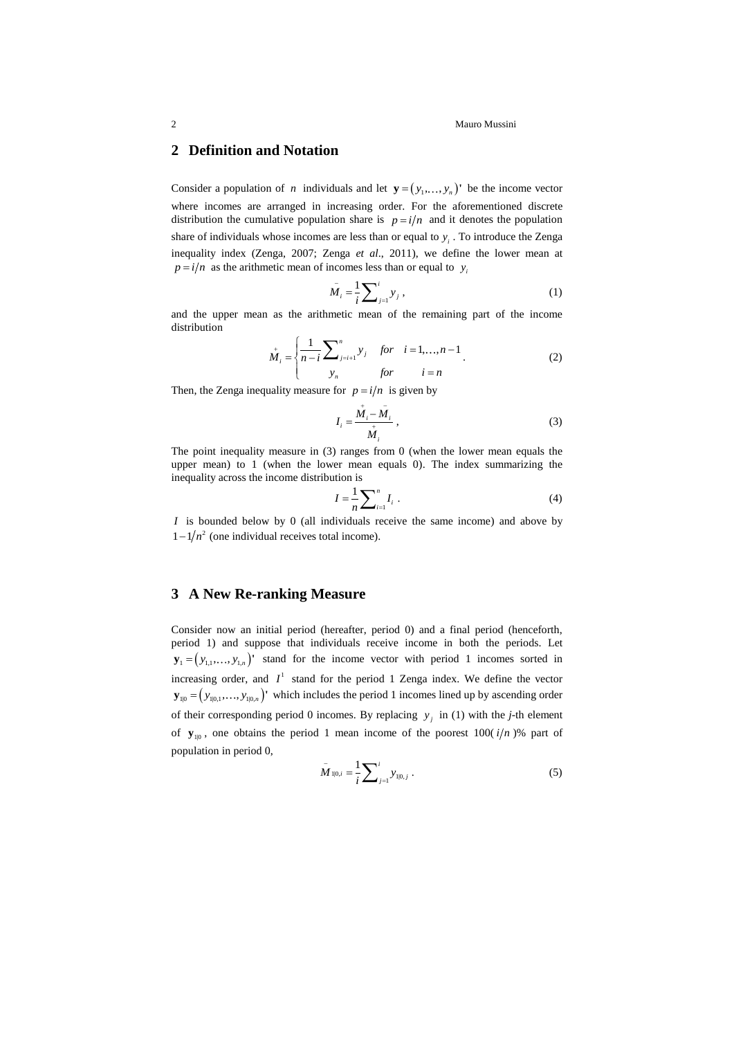## 2 Definition and Notation

Consider a population of $n$ individuals and let $\mathbf{y} = (y_1, \ldots, y_n)'$ be the income vector where incomes are arranged in increasing order. For the aforementioned discrete distribution the cumulative population share is $p = i/n$ and it denotes the population share of individuals whose incomes are less than or equal to $y_i$. To introduce the Zenga inequality index (Zenga, 2007; Zenga *et al*., 2011), we define the lower mean at $p = i/n$ as the arithmetic mean of incomes less than or equal to $y_i$

$$\overset{-}{M}_i = \frac{1}{i}\sum_{j=1}^{i} y_j \,, \tag{1}$$

and the upper mean as the arithmetic mean of the remaining part of the income distribution

$$\overset{+}{M}_i = \begin{cases} \dfrac{1}{n-i}\sum_{j=i+1}^{n} y_j & for \quad i = 1, \ldots, n-1 \\ y_n & for \qquad i = n \end{cases} . \tag{2}$$

Then, the Zenga inequality measure for $p = i/n$ is given by

$$I_i = \frac{\overset{+}{M}_i - \overset{-}{M}_i}{\overset{+}{M}_i} \,, \tag{3}$$

The point inequality measure in (3) ranges from 0 (when the lower mean equals the upper mean) to 1 (when the lower mean equals 0). The index summarizing the inequality across the income distribution is

$$I = \frac{1}{n}\sum_{i=1}^{n} I_i \ . \tag{4}$$

$I$ is bounded below by 0 (all individuals receive the same income) and above by $1 - 1/n^2$ (one individual receives total income).

## 3 A New Re-ranking Measure

Consider now an initial period (hereafter, period 0) and a final period (henceforth, period 1) and suppose that individuals receive income in both the periods. Let $\mathbf{y}_1 = (y_{1,1}, \ldots, y_{1,n})'$ stand for the income vector with period 1 incomes sorted in increasing order, and $I^1$ stand for the period 1 Zenga index. We define the vector $\mathbf{y}_{1|0} = (y_{1|0,1}, \ldots, y_{1|0,n})'$ which includes the period 1 incomes lined up by ascending order of their corresponding period 0 incomes. By replacing $y_j$ in (1) with the *j*-th element of $\mathbf{y}_{1|0}$, one obtains the period 1 mean income of the poorest 100( $i/n$ )% part of population in period 0,

$$\overset{-}{M}_{1|0,i} = \frac{1}{i}\sum_{j=1}^{i} y_{1|0,j} \ . \tag{5}$$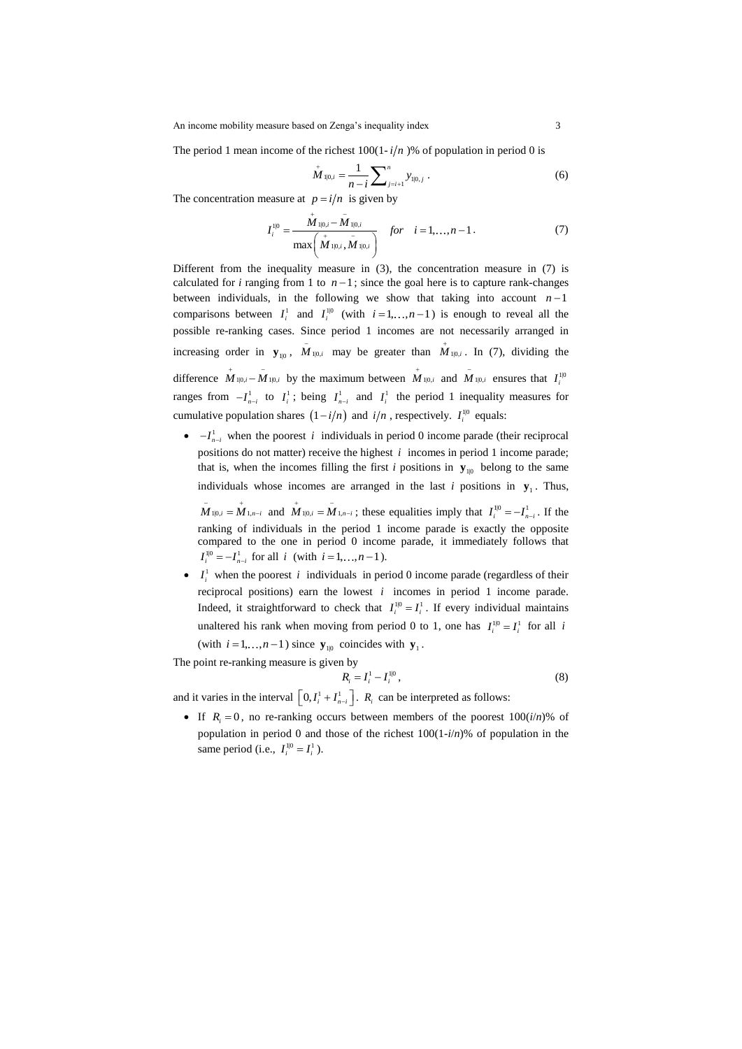The period 1 mean income of the richest 100(1- $i/n$ )% of population in period 0 is

$$\overset{+}{M}_{1|0,i} = \frac{1}{n-i}\sum_{j=i+1}^{n} y_{1|0,j} \; . \tag{6}$$

The concentration measure at $p = i/n$ is given by

$$I_i^{1|0} = \frac{\overset{+}{M}_{1|0,i} - \overset{-}{M}_{1|0,i}}{\max\left(\overset{+}{M}_{1|0,i}, \overset{-}{M}_{1|0,i}\right)} \quad for \quad i = 1,\ldots,n-1 \, . \tag{7}$$

Different from the inequality measure in (3), the concentration measure in (7) is calculated for *i* ranging from 1 to $n-1$; since the goal here is to capture rank-changes between individuals, in the following we show that taking into account $n-1$ comparisons between $I_i^1$ and $I_i^{1|0}$ (with $i = 1,\ldots,n-1$) is enough to reveal all the possible re-ranking cases. Since period 1 incomes are not necessarily arranged in increasing order in $\mathbf{y}_{1|0}$, $\overset{-}{M}_{1|0,i}$ may be greater than $\overset{+}{M}_{1|0,i}$. In (7), dividing the difference $\overset{+}{M}_{1|0,i} - \overset{-}{M}_{1|0,i}$ by the maximum between $\overset{+}{M}_{1|0,i}$ and $\overset{-}{M}_{1|0,i}$ ensures that $I_i^{1|0}$ ranges from $-I_{n-i}^1$ to $I_i^1$; being $I_{n-i}^1$ and $I_i^1$ the period 1 inequality measures for cumulative population shares $(1-i/n)$ and $i/n$, respectively. $I_i^{1|0}$ equals:

- $-I_{n-i}^1$ when the poorest $i$ individuals in period 0 income parade (their reciprocal positions do not matter) receive the highest $i$ incomes in period 1 income parade; that is, when the incomes filling the first *i* positions in $\mathbf{y}_{1|0}$ belong to the same individuals whose incomes are arranged in the last *i* positions in $\mathbf{y}_1$. Thus, $\overset{-}{M}_{1|0,i} = \overset{+}{M}_{1,n-i}$ and $\overset{+}{M}_{1|0,i} = \overset{-}{M}_{1,n-i}$; these equalities imply that $I_i^{1|0} = -I_{n-i}^1$. If the ranking of individuals in the period 1 income parade is exactly the opposite compared to the one in period 0 income parade, it immediately follows that $I_i^{1|0} = -I_{n-i}^1$ for all $i$ (with $i = 1,\ldots,n-1$).
- $I_i^1$ when the poorest $i$ individuals in period 0 income parade (regardless of their reciprocal positions) earn the lowest $i$ incomes in period 1 income parade. Indeed, it straightforward to check that $I_i^{1|0} = I_i^1$. If every individual maintains unaltered his rank when moving from period 0 to 1, one has $I_i^{1|0} = I_i^1$ for all $i$ (with $i = 1,\ldots,n-1$) since $\mathbf{y}_{1|0}$ coincides with $\mathbf{y}_1$.

The point re-ranking measure is given by

$$R_i = I_i^1 - I_i^{1|0} \, , \tag{8}$$

and it varies in the interval $\left[0, I_i^1 + I_{n-i}^1\right]$. $R_i$ can be interpreted as follows:

- If $R_i = 0$, no re-ranking occurs between members of the poorest 100($i/n$)% of population in period 0 and those of the richest 100(1-$i/n$)% of population in the same period (i.e., $I_i^{1|0} = I_i^1$).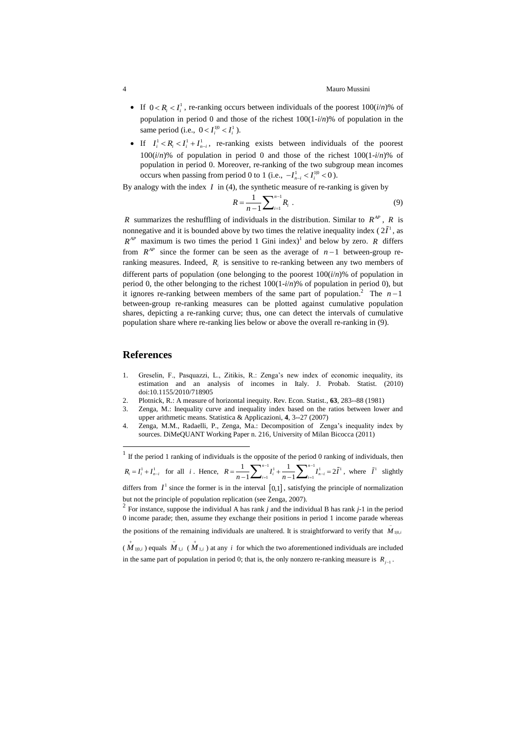- If $0 < R_i < I_i^1$, re-ranking occurs between individuals of the poorest 100(*i*/*n*)% of population in period 0 and those of the richest 100(1-*i*/*n*)% of population in the same period (i.e., $0 < I_i^{1|0} < I_i^1$).
- If $I_i^1 < R_i < I_i^1 + I_{n-i}^1$, re-ranking exists between individuals of the poorest 100(*i*/*n*)% of population in period 0 and those of the richest 100(1-*i*/*n*)% of population in period 0. Moreover, re-ranking of the two subgroup mean incomes occurs when passing from period 0 to 1 (i.e., $-I_{n-i}^1 < I_i^{1|0} < 0$).

By analogy with the index $I$ in (4), the synthetic measure of re-ranking is given by

$$R = \frac{1}{n-1}\sum_{i=1}^{n-1} R_i \ . \tag{9}$$

$R$ summarizes the reshuffling of individuals in the distribution. Similar to $R^{AP}$, $R$ is nonnegative and it is bounded above by two times the relative inequality index ($2\tilde{I}^1$, as $R^{AP}$ maximum is two times the period 1 Gini index)[1] and below by zero. $R$ differs from $R^{AP}$ since the former can be seen as the average of $n-1$ between-group re-ranking measures. Indeed, $R_i$ is sensitive to re-ranking between any two members of different parts of population (one belonging to the poorest 100(*i*/*n*)% of population in period 0, the other belonging to the richest 100(1-*i*/*n*)% of population in period 0), but it ignores re-ranking between members of the same part of population.[2] The $n-1$ between-group re-ranking measures can be plotted against cumulative population shares, depicting a re-ranking curve; thus, one can detect the intervals of cumulative population share where re-ranking lies below or above the overall re-ranking in (9).

## References

1. Greselin, F., Pasquazzi, L., Zitikis, R.: Zenga's new index of economic inequality, its estimation and an analysis of incomes in Italy. J. Probab. Statist. (2010) doi:10.1155/2010/718905
2. Plotnick, R.: A measure of horizontal inequity. Rev. Econ. Statist., **63**, 283--88 (1981)
3. Zenga, M.: Inequality curve and inequality index based on the ratios between lower and upper arithmetic means. Statistica & Applicazioni, **4**, 3--27 (2007)
4. Zenga, M.M., Radaelli, P., Zenga, Ma.: Decomposition of Zenga's inequality index by sources. DiMeQUANT Working Paper n. 216, University of Milan Bicocca (2011)

---

[1] If the period 1 ranking of individuals is the opposite of the period 0 ranking of individuals, then $R_i = I_i^1 + I_{n-i}^1$ for all $i$. Hence, $R = \frac{1}{n-1}\sum_{i=1}^{n-1} I_i^1 + \frac{1}{n-1}\sum_{i=1}^{n-1} I_{n-i}^1 = 2\tilde{I}^1$, where $\tilde{I}^1$ slightly differs from $I^1$ since the former is in the interval $[0,1]$, satisfying the principle of normalization but not the principle of population replication (see Zenga, 2007).

[2] For instance, suppose the individual A has rank *j* and the individual B has rank *j*-1 in the period 0 income parade; then, assume they exchange their positions in period 1 income parade whereas the positions of the remaining individuals are unaltered. It is straightforward to verify that $\bar{M}_{1|0,i}$ ($\overset{+}{M}_{1|0,i}$) equals $\bar{M}_{1,i}$ ($\overset{+}{M}_{1,i}$) at any $i$ for which the two aforementioned individuals are included in the same part of population in period 0; that is, the only nonzero re-ranking measure is $R_{j-1}$.